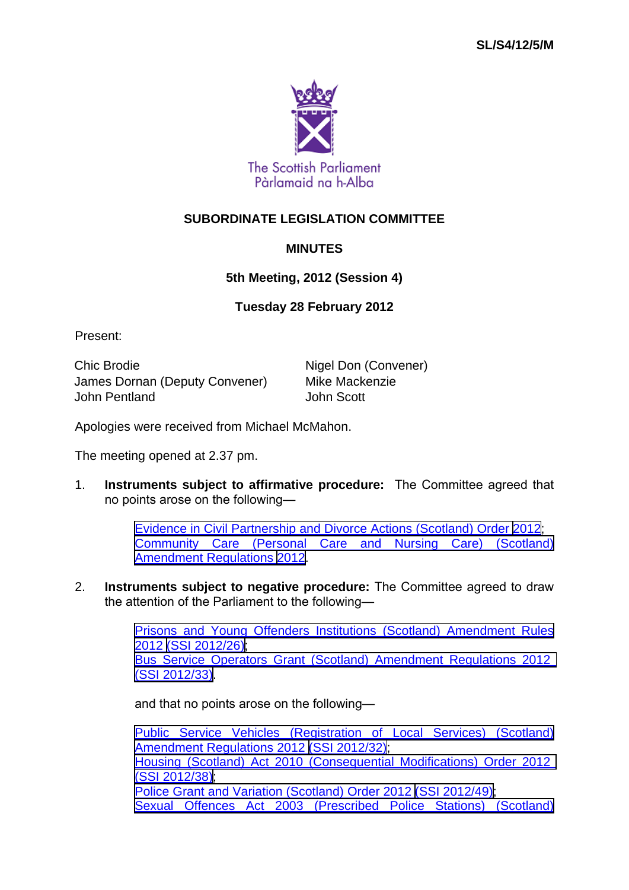SL/S4/12/5/M

The Scottish Parliament
Pàrlamaid na h-Alba

# SUBORDINATE LEGISLATION COMMITTEE

## MINUTES

### 5th Meeting, 2012 (Session 4)

### Tuesday 28 February 2012

Present:

Chic Brodie
James Dornan (Deputy Convener)
John Pentland
Nigel Don (Convener)
Mike Mackenzie
John Scott

Apologies were received from Michael McMahon.

The meeting opened at 2.37 pm.

1. **Instruments subject to affirmative procedure:** The Committee agreed that no points arose on the following—

    Evidence in Civil Partnership and Divorce Actions (Scotland) Order 2012;
    Community Care (Personal Care and Nursing Care) (Scotland) Amendment Regulations 2012.

2. **Instruments subject to negative procedure:** The Committee agreed to draw the attention of the Parliament to the following—

    Prisons and Young Offenders Institutions (Scotland) Amendment Rules 2012 (SSI 2012/26);
    Bus Service Operators Grant (Scotland) Amendment Regulations 2012 (SSI 2012/33).

    and that no points arose on the following—

    Public Service Vehicles (Registration of Local Services) (Scotland) Amendment Regulations 2012 (SSI 2012/32);
    Housing (Scotland) Act 2010 (Consequential Modifications) Order 2012 (SSI 2012/38);
    Police Grant and Variation (Scotland) Order 2012 (SSI 2012/49);
    Sexual Offences Act 2003 (Prescribed Police Stations) (Scotland)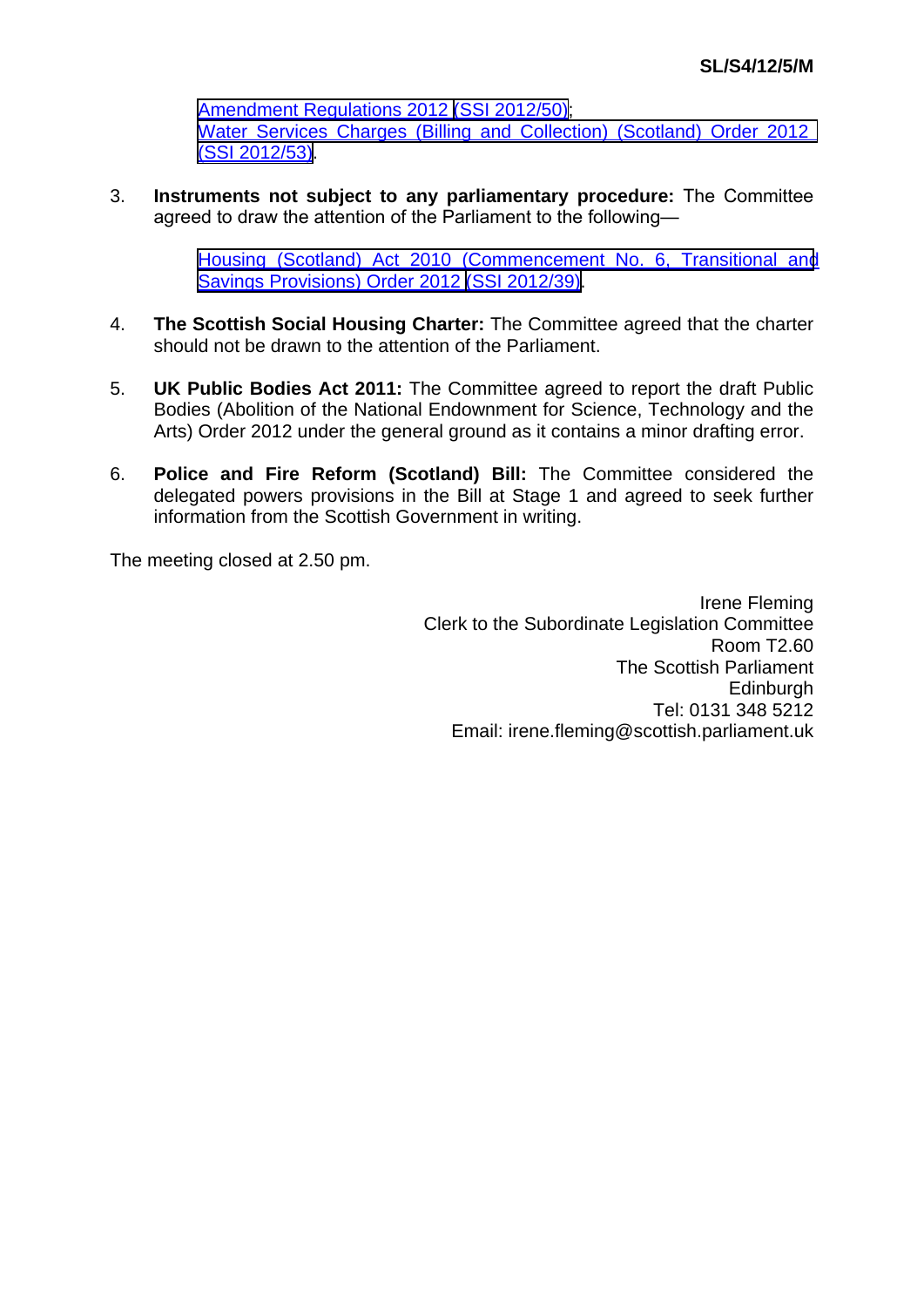Amendment Regulations 2012 (SSI 2012/50);
Water Services Charges (Billing and Collection) (Scotland) Order 2012 (SSI 2012/53).

3. **Instruments not subject to any parliamentary procedure:** The Committee agreed to draw the attention of the Parliament to the following—

   Housing (Scotland) Act 2010 (Commencement No. 6, Transitional and Savings Provisions) Order 2012 (SSI 2012/39).

4. **The Scottish Social Housing Charter:** The Committee agreed that the charter should not be drawn to the attention of the Parliament.

5. **UK Public Bodies Act 2011:** The Committee agreed to report the draft Public Bodies (Abolition of the National Endownment for Science, Technology and the Arts) Order 2012 under the general ground as it contains a minor drafting error.

6. **Police and Fire Reform (Scotland) Bill:** The Committee considered the delegated powers provisions in the Bill at Stage 1 and agreed to seek further information from the Scottish Government in writing.

The meeting closed at 2.50 pm.

Irene Fleming
Clerk to the Subordinate Legislation Committee
Room T2.60
The Scottish Parliament
Edinburgh
Tel: 0131 348 5212
Email: irene.fleming@scottish.parliament.uk